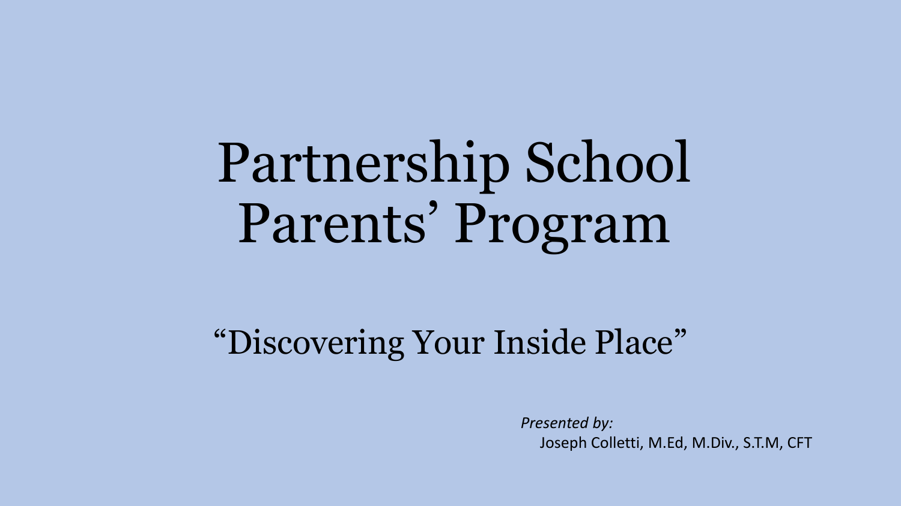# Partnership School Parents' Program

## "Discovering Your Inside Place"

*Presented by:*

Joseph Colletti, M.Ed, M.Div., S.T.M, CFT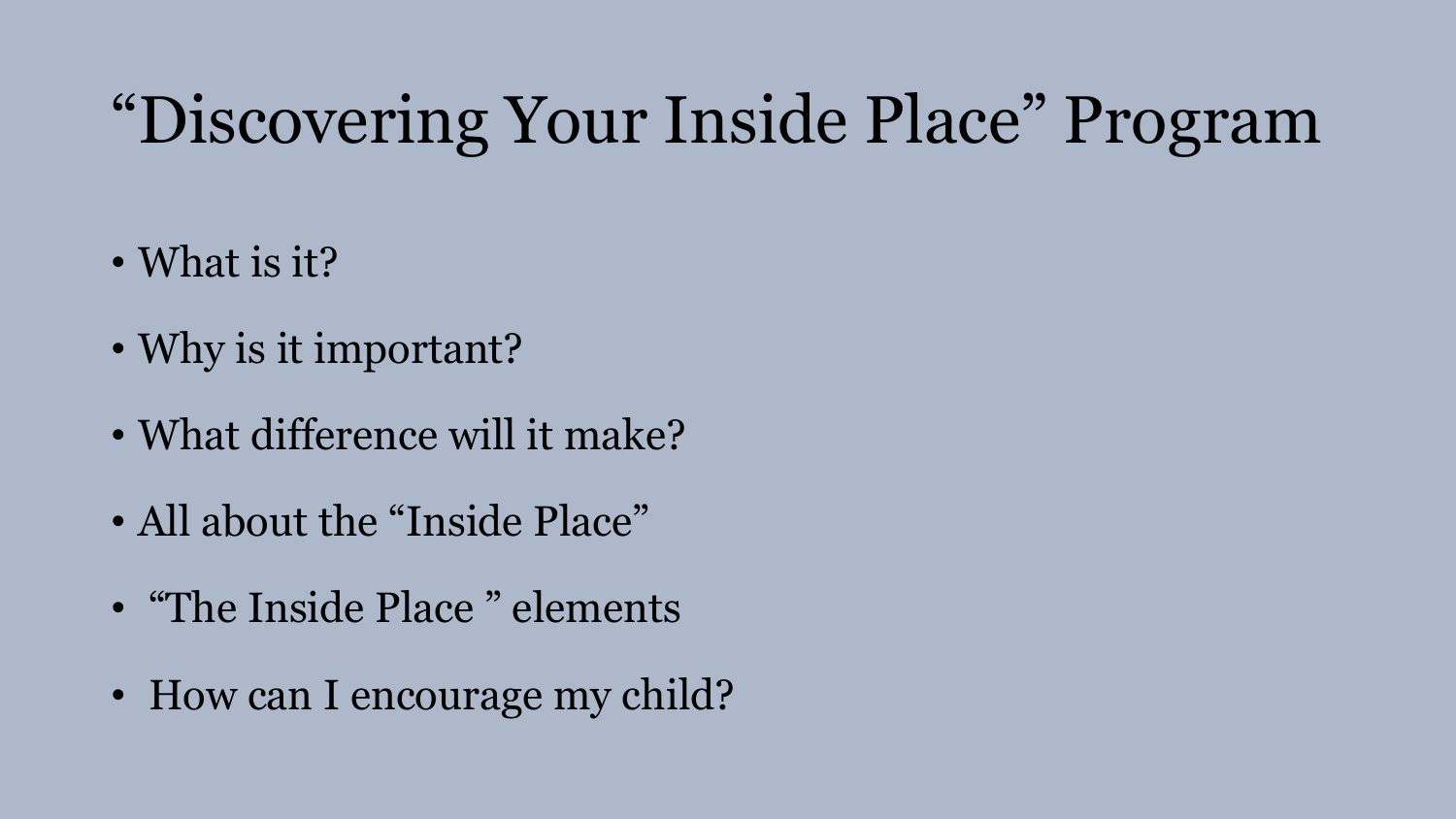# “Discovering Your Inside Place” Program

- What is it?
- Why is it important?
- What difference will it make?
- All about the “Inside Place”
- “The Inside Place ” elements
- How can I encourage my child?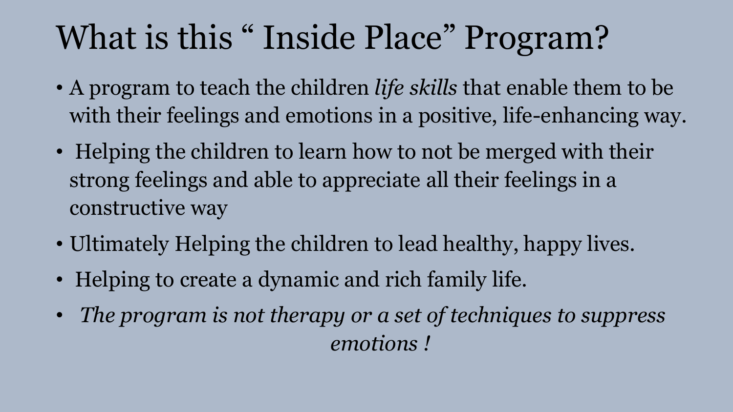# What is this " Inside Place" Program?

- A program to teach the children *life skills* that enable them to be with their feelings and emotions in a positive, life-enhancing way.
- Helping the children to learn how to not be merged with their strong feelings and able to appreciate all their feelings in a constructive way
- Ultimately Helping the children to lead healthy, happy lives.
- Helping to create a dynamic and rich family life.
- *The program is not therapy or a set of techniques to suppress emotions !*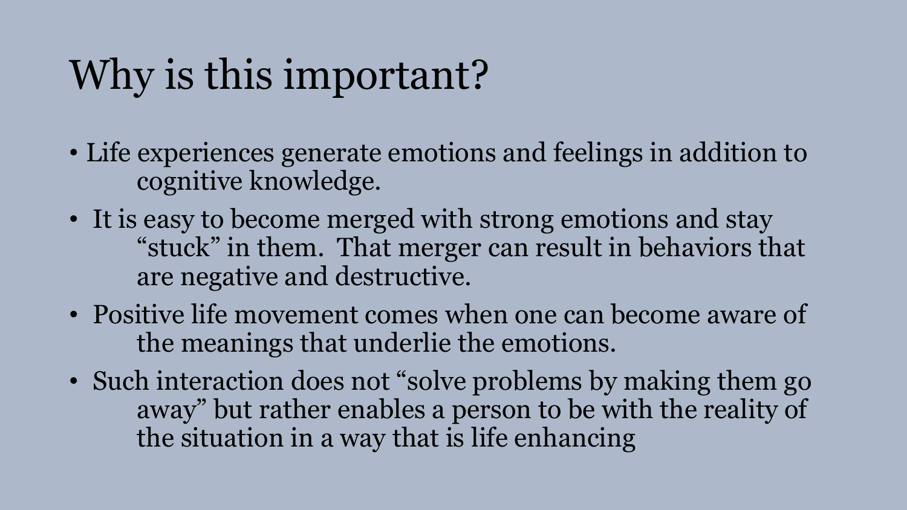# Why is this important?

- Life experiences generate emotions and feelings in addition to cognitive knowledge.
- It is easy to become merged with strong emotions and stay "stuck" in them. That merger can result in behaviors that are negative and destructive.
- Positive life movement comes when one can become aware of the meanings that underlie the emotions.
- Such interaction does not "solve problems by making them go away" but rather enables a person to be with the reality of the situation in a way that is life enhancing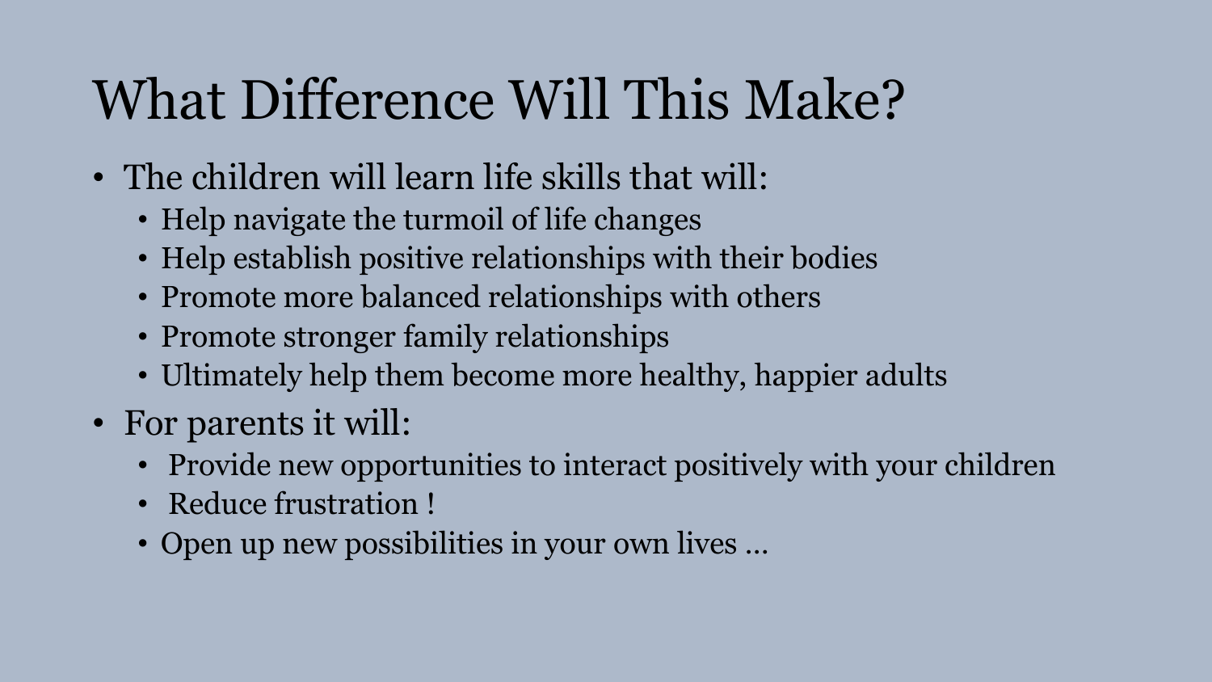# What Difference Will This Make?

- The children will learn life skills that will:
  - Help navigate the turmoil of life changes
  - Help establish positive relationships with their bodies
  - Promote more balanced relationships with others
  - Promote stronger family relationships
  - Ultimately help them become more healthy, happier adults
- For parents it will:
  - Provide new opportunities to interact positively with your children
  - Reduce frustration !
  - Open up new possibilities in your own lives …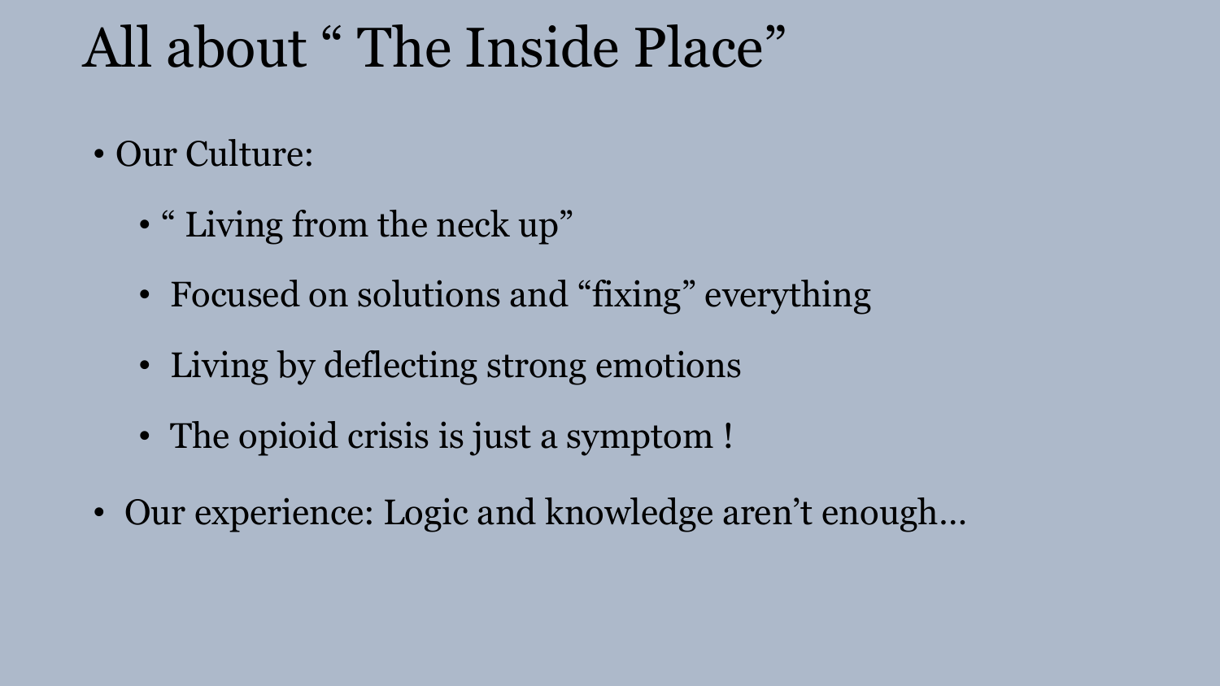# All about " The Inside Place"

- Our Culture:
  - " Living from the neck up"
  - Focused on solutions and "fixing" everything
  - Living by deflecting strong emotions
  - The opioid crisis is just a symptom !
- Our experience: Logic and knowledge aren't enough…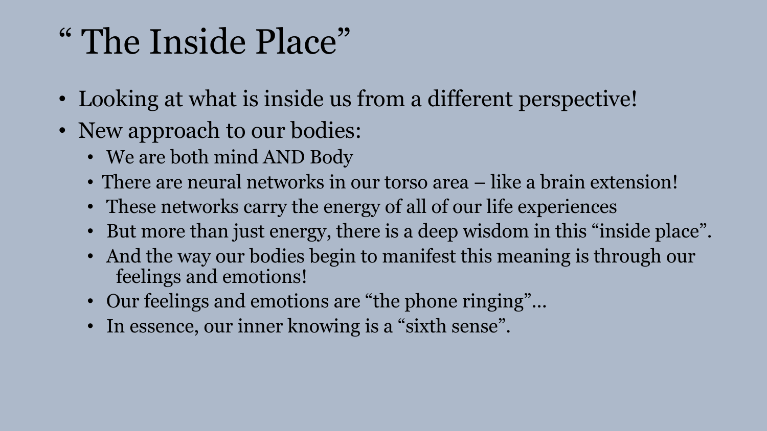# " The Inside Place"

- Looking at what is inside us from a different perspective!
- New approach to our bodies:
  - We are both mind AND Body
  - There are neural networks in our torso area – like a brain extension!
  - These networks carry the energy of all of our life experiences
  - But more than just energy, there is a deep wisdom in this "inside place".
  - And the way our bodies begin to manifest this meaning is through our feelings and emotions!
  - Our feelings and emotions are "the phone ringing"…
  - In essence, our inner knowing is a "sixth sense".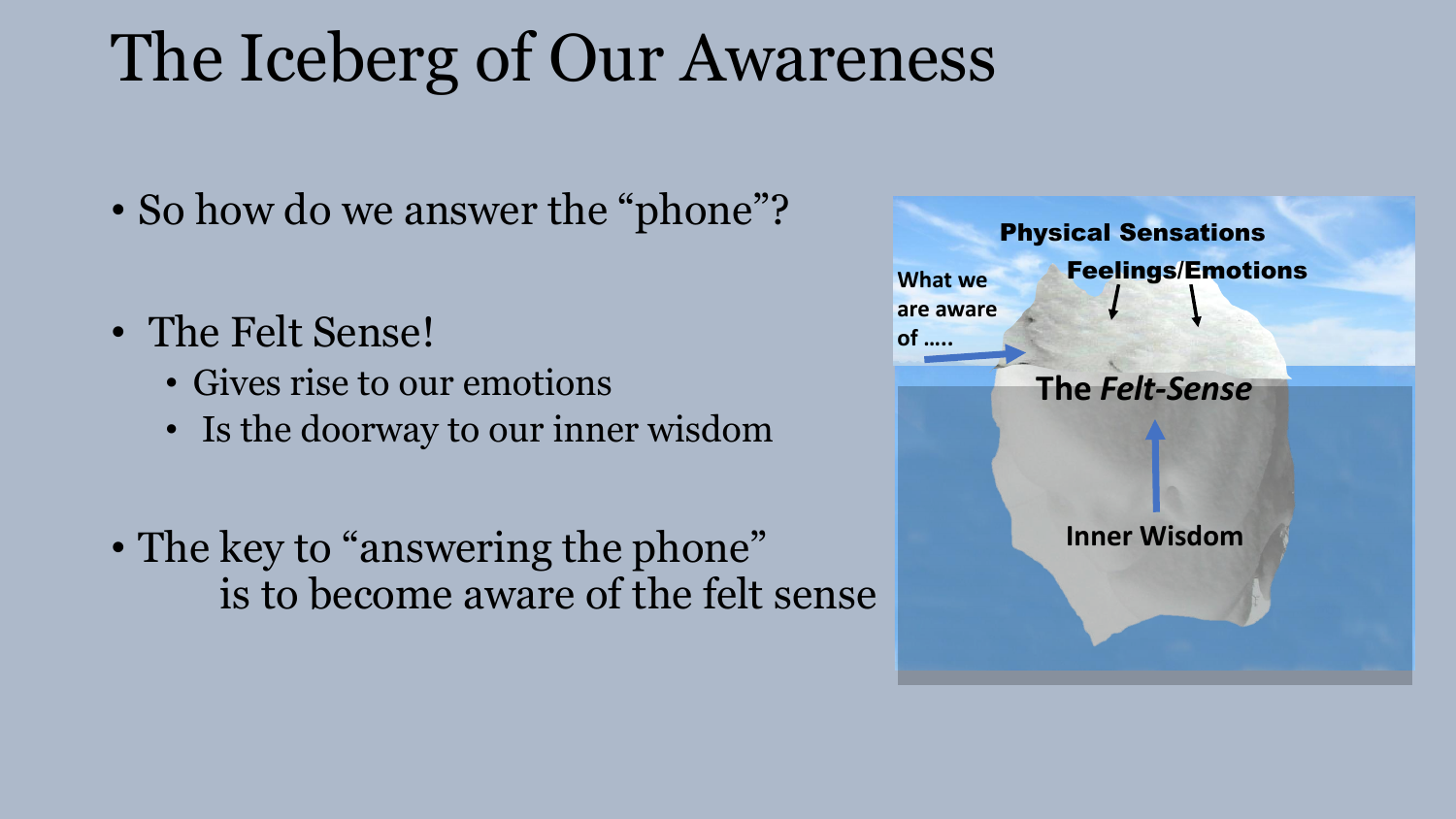# The Iceberg of Our Awareness

- So how do we answer the “phone”?

- The Felt Sense!
  - Gives rise to our emotions
  - Is the doorway to our inner wisdom

- The key to “answering the phone” is to become aware of the felt sense

**Physical Sensations**

**Feelings/Emotions**

**What we are aware of .....**

**The *Felt-Sense***

**Inner Wisdom**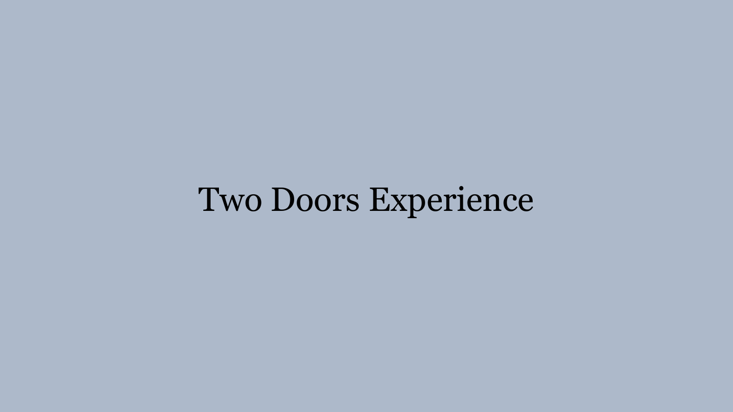# Two Doors Experience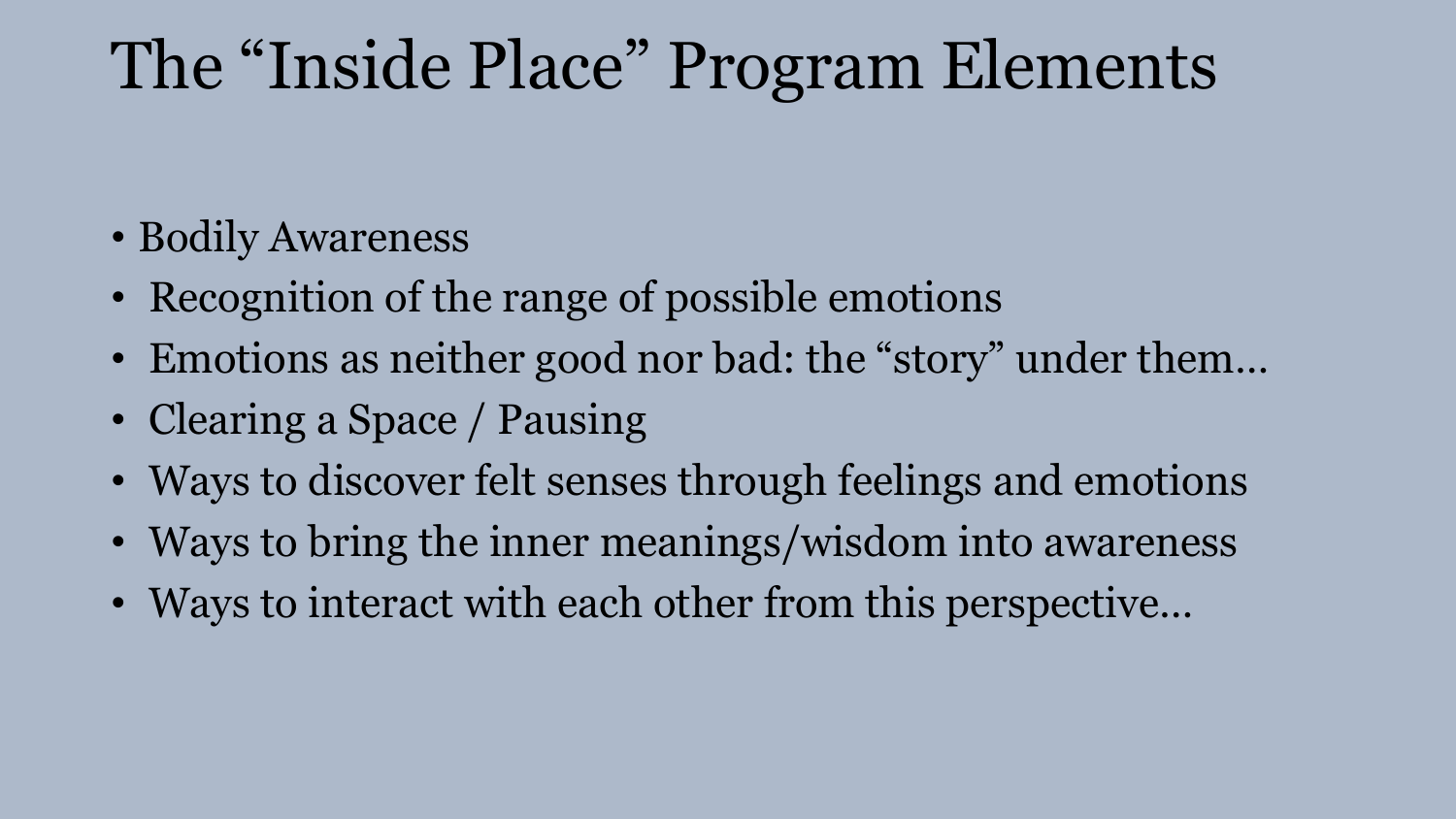# The "Inside Place" Program Elements

- Bodily Awareness
- Recognition of the range of possible emotions
- Emotions as neither good nor bad: the "story" under them…
- Clearing a Space / Pausing
- Ways to discover felt senses through feelings and emotions
- Ways to bring the inner meanings/wisdom into awareness
- Ways to interact with each other from this perspective…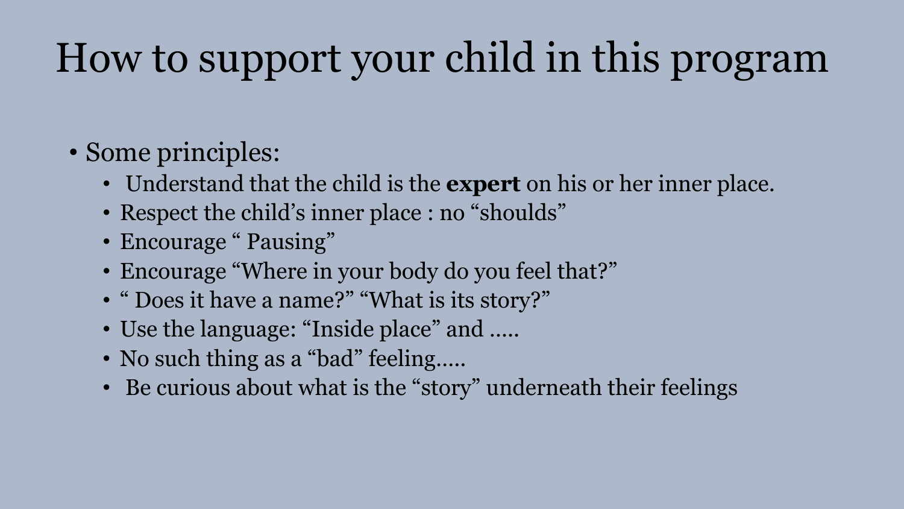# How to support your child in this program

- Some principles:
  - Understand that the child is the **expert** on his or her inner place.
  - Respect the child's inner place : no "shoulds"
  - Encourage " Pausing"
  - Encourage "Where in your body do you feel that?"
  - " Does it have a name?" "What is its story?"
  - Use the language: "Inside place" and .....
  - No such thing as a "bad" feeling.....
  - Be curious about what is the "story" underneath their feelings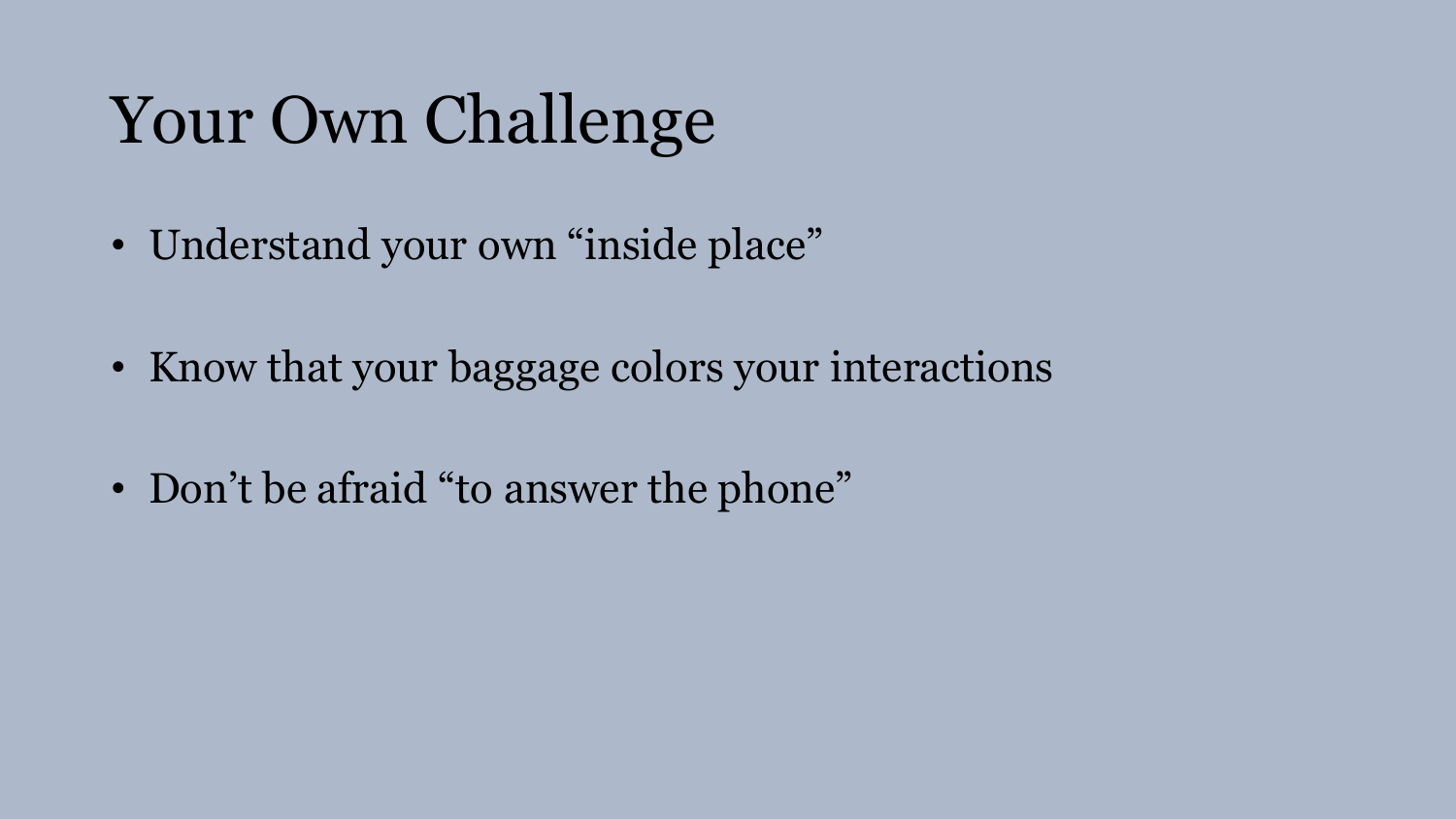# Your Own Challenge

- Understand your own “inside place”
- Know that your baggage colors your interactions
- Don’t be afraid “to answer the phone”